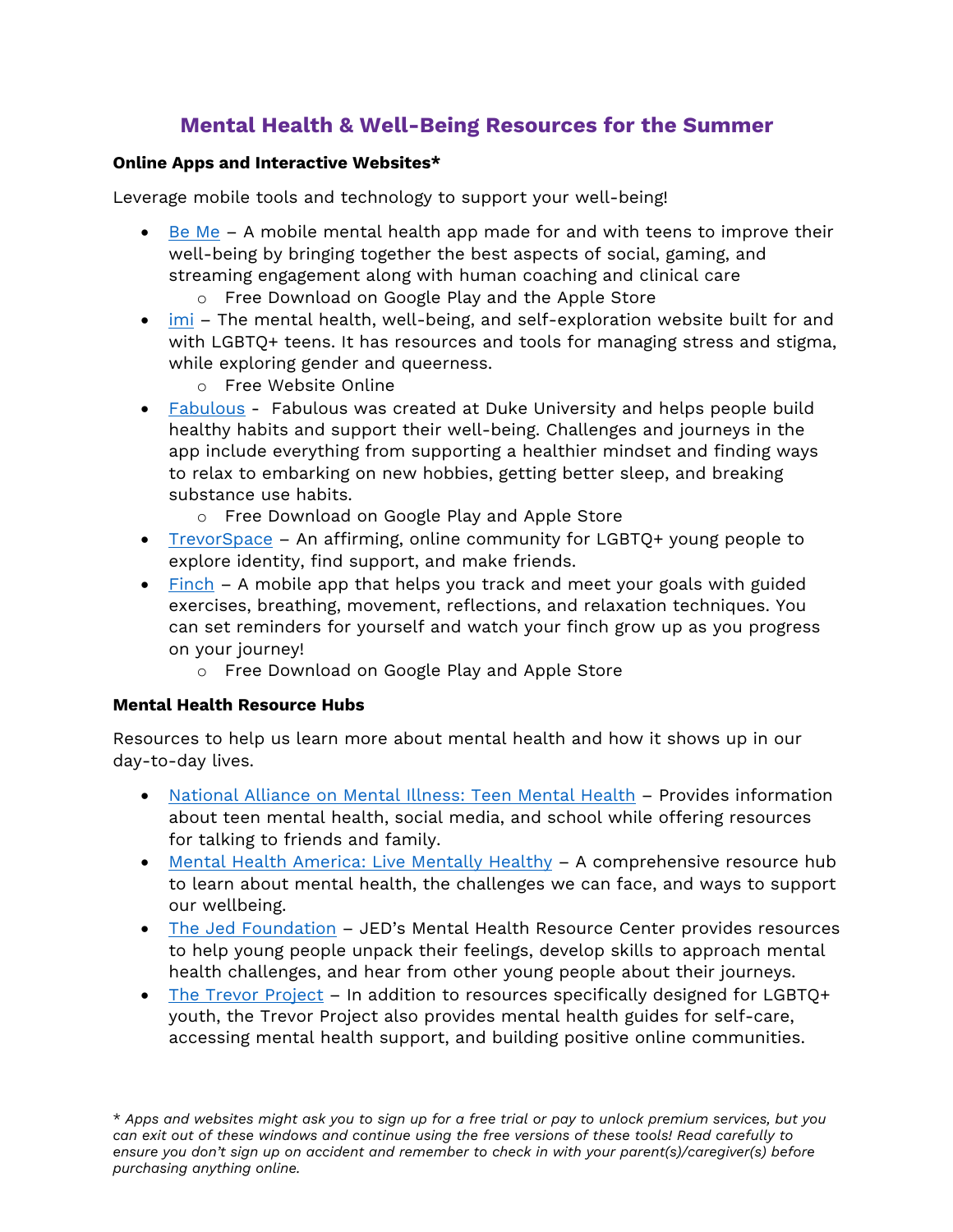# Mental Health & Well-Being Resources for the Summer

**Online Apps and Interactive Websites***

Leverage mobile tools and technology to support your well-being!

- Be Me – A mobile mental health app made for and with teens to improve their well-being by bringing together the best aspects of social, gaming, and streaming engagement along with human coaching and clinical care
    - Free Download on Google Play and the Apple Store
- imi – The mental health, well-being, and self-exploration website built for and with LGBTQ+ teens. It has resources and tools for managing stress and stigma, while exploring gender and queerness.
    - Free Website Online
- Fabulous - Fabulous was created at Duke University and helps people build healthy habits and support their well-being. Challenges and journeys in the app include everything from supporting a healthier mindset and finding ways to relax to embarking on new hobbies, getting better sleep, and breaking substance use habits.
    - Free Download on Google Play and Apple Store
- TrevorSpace – An affirming, online community for LGBTQ+ young people to explore identity, find support, and make friends.
- Finch – A mobile app that helps you track and meet your goals with guided exercises, breathing, movement, reflections, and relaxation techniques. You can set reminders for yourself and watch your finch grow up as you progress on your journey!
    - Free Download on Google Play and Apple Store

**Mental Health Resource Hubs**

Resources to help us learn more about mental health and how it shows up in our day-to-day lives.

- National Alliance on Mental Illness: Teen Mental Health – Provides information about teen mental health, social media, and school while offering resources for talking to friends and family.
- Mental Health America: Live Mentally Healthy – A comprehensive resource hub to learn about mental health, the challenges we can face, and ways to support our wellbeing.
- The Jed Foundation – JED's Mental Health Resource Center provides resources to help young people unpack their feelings, develop skills to approach mental health challenges, and hear from other young people about their journeys.
- The Trevor Project – In addition to resources specifically designed for LGBTQ+ youth, the Trevor Project also provides mental health guides for self-care, accessing mental health support, and building positive online communities.

*\* Apps and websites might ask you to sign up for a free trial or pay to unlock premium services, but you can exit out of these windows and continue using the free versions of these tools! Read carefully to ensure you don't sign up on accident and remember to check in with your parent(s)/caregiver(s) before purchasing anything online.*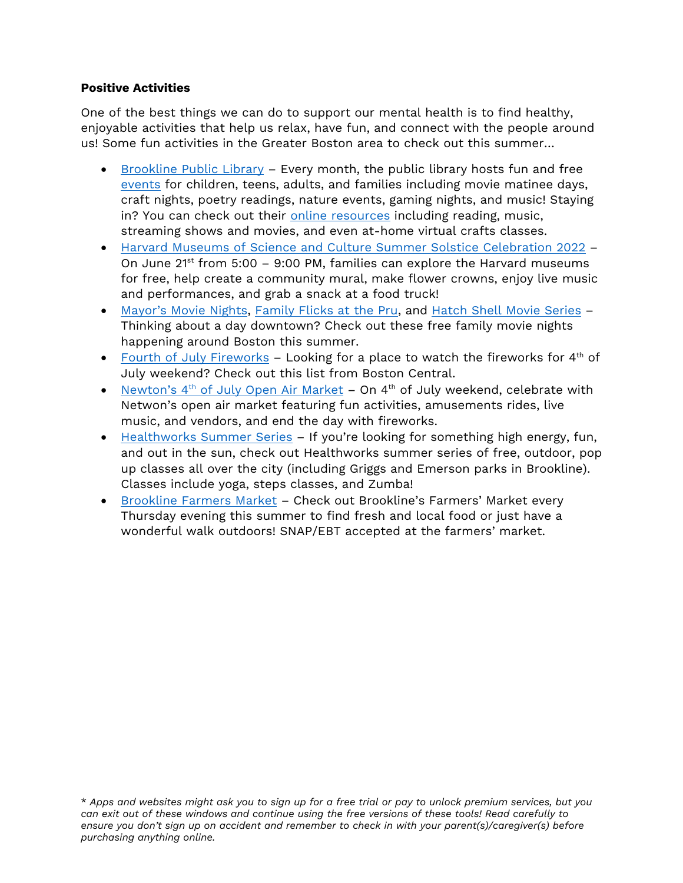**Positive Activities**

One of the best things we can do to support our mental health is to find healthy, enjoyable activities that help us relax, have fun, and connect with the people around us! Some fun activities in the Greater Boston area to check out this summer…

- Brookline Public Library – Every month, the public library hosts fun and free events for children, teens, adults, and families including movie matinee days, craft nights, poetry readings, nature events, gaming nights, and music! Staying in? You can check out their online resources including reading, music, streaming shows and movies, and even at-home virtual crafts classes.
- Harvard Museums of Science and Culture Summer Solstice Celebration 2022 – On June 21st from 5:00 – 9:00 PM, families can explore the Harvard museums for free, help create a community mural, make flower crowns, enjoy live music and performances, and grab a snack at a food truck!
- Mayor's Movie Nights, Family Flicks at the Pru, and Hatch Shell Movie Series – Thinking about a day downtown? Check out these free family movie nights happening around Boston this summer.
- Fourth of July Fireworks – Looking for a place to watch the fireworks for 4th of July weekend? Check out this list from Boston Central.
- Newton's 4th of July Open Air Market – On 4th of July weekend, celebrate with Netwon's open air market featuring fun activities, amusements rides, live music, and vendors, and end the day with fireworks.
- Healthworks Summer Series – If you're looking for something high energy, fun, and out in the sun, check out Healthworks summer series of free, outdoor, pop up classes all over the city (including Griggs and Emerson parks in Brookline). Classes include yoga, steps classes, and Zumba!
- Brookline Farmers Market – Check out Brookline's Farmers' Market every Thursday evening this summer to find fresh and local food or just have a wonderful walk outdoors! SNAP/EBT accepted at the farmers' market.

*\* Apps and websites might ask you to sign up for a free trial or pay to unlock premium services, but you can exit out of these windows and continue using the free versions of these tools! Read carefully to ensure you don't sign up on accident and remember to check in with your parent(s)/caregiver(s) before purchasing anything online.*